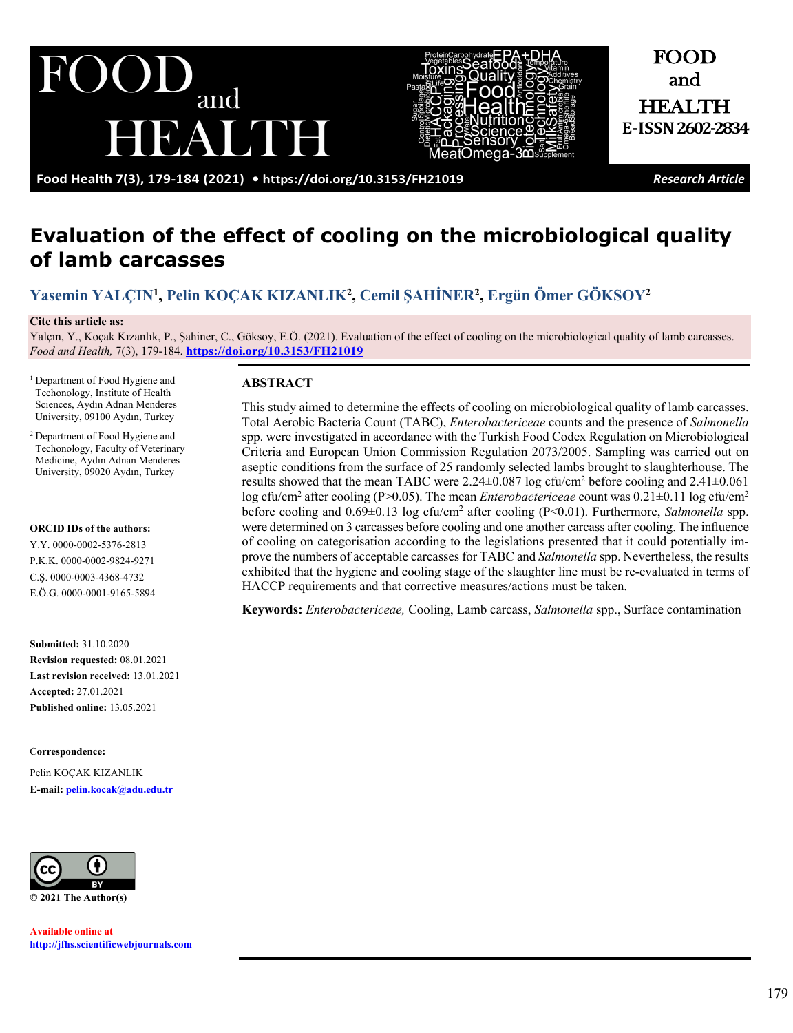# Evaluation of the effect of cooling on the microbiological quality of lamb carcasses

**Yasemin YALÇIN[1], Pelin KOÇAK KIZANLIK[2], Cemil ŞAHİNER[2], Ergün Ömer GÖKSOY[2]**

**Cite this article as:**
Yalçın, Y., Koçak Kızanlık, P., Şahiner, C., Göksoy, E.Ö. (2021). Evaluation of the effect of cooling on the microbiological quality of lamb carcasses. *Food and Health,* 7(3), 179-184. https://doi.org/10.3153/FH21019

[1] Department of Food Hygiene and Techonology, Institute of Health Sciences, Aydın Adnan Menderes University, 09100 Aydın, Turkey

[2] Department of Food Hygiene and Techonology, Faculty of Veterinary Medicine, Aydın Adnan Menderes University, 09020 Aydın, Turkey

**ORCID IDs of the authors:**
Y.Y. 0000-0002-5376-2813
P.K.K. 0000-0002-9824-9271
C.Ş. 0000-0003-4368-4732
E.Ö.G. 0000-0001-9165-5894

**Submitted:** 31.10.2020
**Revision requested:** 08.01.2021
**Last revision received:** 13.01.2021
**Accepted:** 27.01.2021
**Published online:** 13.05.2021

**Correspondence:**
Pelin KOÇAK KIZANLIK
**E-mail:** pelin.kocak@adu.edu.tr

© 2021 The Author(s)

Available online at
http://jfhs.scientificwebjournals.com

## ABSTRACT

This study aimed to determine the effects of cooling on microbiological quality of lamb carcasses. Total Aerobic Bacteria Count (TABC), *Enterobactericeae* counts and the presence of *Salmonella* spp. were investigated in accordance with the Turkish Food Codex Regulation on Microbiological Criteria and European Union Commission Regulation 2073/2005. Sampling was carried out on aseptic conditions from the surface of 25 randomly selected lambs brought to slaughterhouse. The results showed that the mean TABC were 2.24±0.087 log cfu/cm$^2$ before cooling and 2.41±0.061 log cfu/cm$^2$ after cooling (P>0.05). The mean *Enterobactericeae* count was 0.21±0.11 log cfu/cm$^2$ before cooling and 0.69±0.13 log cfu/cm$^2$ after cooling (P<0.01). Furthermore, *Salmonella* spp. were determined on 3 carcasses before cooling and one another carcass after cooling. The influence of cooling on categorisation according to the legislations presented that it could potentially improve the numbers of acceptable carcasses for TABC and *Salmonella* spp. Nevertheless, the results exhibited that the hygiene and cooling stage of the slaughter line must be re-evaluated in terms of HACCP requirements and that corrective measures/actions must be taken.

**Keywords:** *Enterobactericeae,* Cooling, Lamb carcass, *Salmonella* spp., Surface contamination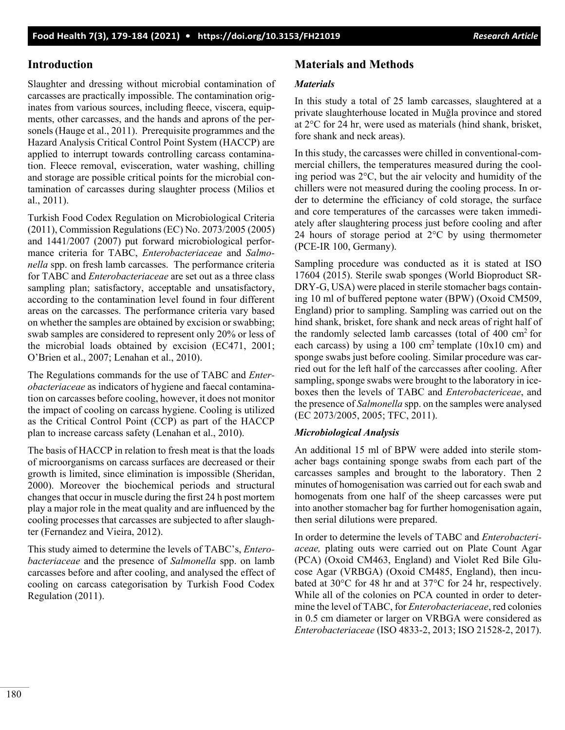## Introduction

Slaughter and dressing without microbial contamination of carcasses are practically impossible. The contamination originates from various sources, including fleece, viscera, equipments, other carcasses, and the hands and aprons of the personels (Hauge et al., 2011). Prerequisite programmes and the Hazard Analysis Critical Control Point System (HACCP) are applied to interrupt towards controlling carcass contamination. Fleece removal, evisceration, water washing, chilling and storage are possible critical points for the microbial contamination of carcasses during slaughter process (Milios et al., 2011).

Turkish Food Codex Regulation on Microbiological Criteria (2011), Commission Regulations (EC) No. 2073/2005 (2005) and 1441/2007 (2007) put forward microbiological performance criteria for TABC, *Enterobacteriaceae* and *Salmonella* spp. on fresh lamb carcasses. The performance criteria for TABC and *Enterobacteriaceae* are set out as a three class sampling plan; satisfactory, acceptable and unsatisfactory, according to the contamination level found in four different areas on the carcasses. The performance criteria vary based on whether the samples are obtained by excision or swabbing; swab samples are considered to represent only 20% or less of the microbial loads obtained by excision (EC471, 2001; O'Brien et al., 2007; Lenahan et al., 2010).

The Regulations commands for the use of TABC and *Enterobacteriaceae* as indicators of hygiene and faecal contamination on carcasses before cooling, however, it does not monitor the impact of cooling on carcass hygiene. Cooling is utilized as the Critical Control Point (CCP) as part of the HACCP plan to increase carcass safety (Lenahan et al., 2010).

The basis of HACCP in relation to fresh meat is that the loads of microorganisms on carcass surfaces are decreased or their growth is limited, since elimination is impossible (Sheridan, 2000). Moreover the biochemical periods and structural changes that occur in muscle during the first 24 h post mortem play a major role in the meat quality and are influenced by the cooling processes that carcasses are subjected to after slaughter (Fernandez and Vieira, 2012).

This study aimed to determine the levels of TABC's, *Enterobacteriaceae* and the presence of *Salmonella* spp. on lamb carcasses before and after cooling, and analysed the effect of cooling on carcass categorisation by Turkish Food Codex Regulation (2011).

## Materials and Methods

### *Materials*

In this study a total of 25 lamb carcasses, slaughtered at a private slaughterhouse located in Muğla province and stored at 2°C for 24 hr, were used as materials (hind shank, brisket, fore shank and neck areas).

In this study, the carcasses were chilled in conventional-commercial chillers, the temperatures measured during the cooling period was 2°C, but the air velocity and humidity of the chillers were not measured during the cooling process. In order to determine the efficiancy of cold storage, the surface and core temperatures of the carcasses were taken immediately after slaughtering process just before cooling and after 24 hours of storage period at 2°C by using thermometer (PCE-IR 100, Germany).

Sampling procedure was conducted as it is stated at ISO 17604 (2015). Sterile swab sponges (World Bioproduct SR-DRY-G, USA) were placed in sterile stomacher bags containing 10 ml of buffered peptone water (BPW) (Oxoid CM509, England) prior to sampling. Sampling was carried out on the hind shank, brisket, fore shank and neck areas of right half of the randomly selected lamb carcasses (total of 400 $cm^2$ for each carcass) by using a 100 $cm^2$ template (10x10 cm) and sponge swabs just before cooling. Similar procedure was carried out for the left half of the carccasses after cooling. After sampling, sponge swabs were brought to the laboratory in iceboxes then the levels of TABC and *Enterobactericeae*, and the presence of *Salmonella* spp. on the samples were analysed (EC 2073/2005, 2005; TFC, 2011).

### *Microbiological Analysis*

An additional 15 ml of BPW were added into sterile stomacher bags containing sponge swabs from each part of the carcasses samples and brought to the laboratory. Then 2 minutes of homogenisation was carried out for each swab and homogenats from one half of the sheep carcasses were put into another stomacher bag for further homogenisation again, then serial dilutions were prepared.

In order to determine the levels of TABC and *Enterobacteriaceae,* plating outs were carried out on Plate Count Agar (PCA) (Oxoid CM463, England) and Violet Red Bile Glucose Agar (VRBGA) (Oxoid CM485, England), then incubated at 30°C for 48 hr and at 37°C for 24 hr, respectively. While all of the colonies on PCA counted in order to determine the level of TABC, for *Enterobacteriaceae*, red colonies in 0.5 cm diameter or larger on VRBGA were considered as *Enterobacteriaceae* (ISO 4833-2, 2013; ISO 21528-2, 2017).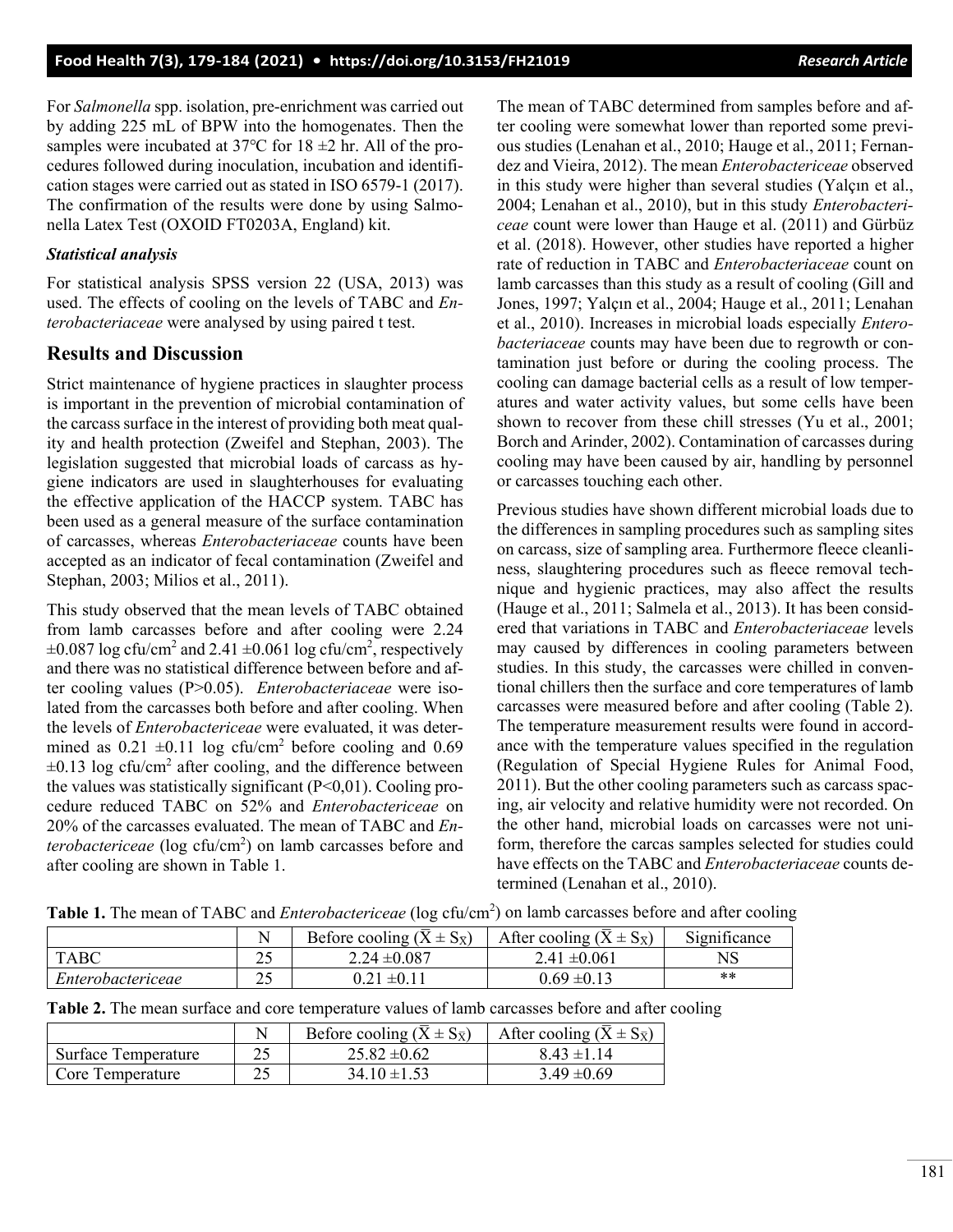For *Salmonella* spp. isolation, pre-enrichment was carried out by adding 225 mL of BPW into the homogenates. Then the samples were incubated at 37°C for 18 ±2 hr. All of the procedures followed during inoculation, incubation and identification stages were carried out as stated in ISO 6579-1 (2017). The confirmation of the results were done by using Salmonella Latex Test (OXOID FT0203A, England) kit.

### *Statistical analysis*

For statistical analysis SPSS version 22 (USA, 2013) was used. The effects of cooling on the levels of TABC and *Enterobacteriaceae* were analysed by using paired t test.

## Results and Discussion

Strict maintenance of hygiene practices in slaughter process is important in the prevention of microbial contamination of the carcass surface in the interest of providing both meat quality and health protection (Zweifel and Stephan, 2003). The legislation suggested that microbial loads of carcass as hygiene indicators are used in slaughterhouses for evaluating the effective application of the HACCP system. TABC has been used as a general measure of the surface contamination of carcasses, whereas *Enterobacteriaceae* counts have been accepted as an indicator of fecal contamination (Zweifel and Stephan, 2003; Milios et al., 2011).

This study observed that the mean levels of TABC obtained from lamb carcasses before and after cooling were 2.24 ±0.087 log cfu/cm$^2$ and 2.41 ±0.061 log cfu/cm$^2$, respectively and there was no statistical difference between before and after cooling values (P>0.05). *Enterobacteriaceae* were isolated from the carcasses both before and after cooling. When the levels of *Enterobactericeae* were evaluated, it was determined as 0.21 ±0.11 log cfu/cm$^2$ before cooling and 0.69 ±0.13 log cfu/cm$^2$ after cooling, and the difference between the values was statistically significant (P<0,01). Cooling procedure reduced TABC on 52% and *Enterobactericeae* on 20% of the carcasses evaluated. The mean of TABC and *Enterobactericeae* (log cfu/cm$^2$) on lamb carcasses before and after cooling are shown in Table 1.

The mean of TABC determined from samples before and after cooling were somewhat lower than reported some previous studies (Lenahan et al., 2010; Hauge et al., 2011; Fernandez and Vieira, 2012). The mean *Enterobactericeae* observed in this study were higher than several studies (Yalçın et al., 2004; Lenahan et al., 2010), but in this study *Enterobactericeae* count were lower than Hauge et al. (2011) and Gürbüz et al. (2018). However, other studies have reported a higher rate of reduction in TABC and *Enterobacteriaceae* count on lamb carcasses than this study as a result of cooling (Gill and Jones, 1997; Yalçın et al., 2004; Hauge et al., 2011; Lenahan et al., 2010). Increases in microbial loads especially *Enterobacteriaceae* counts may have been due to regrowth or contamination just before or during the cooling process. The cooling can damage bacterial cells as a result of low temperatures and water activity values, but some cells have been shown to recover from these chill stresses (Yu et al., 2001; Borch and Arinder, 2002). Contamination of carcasses during cooling may have been caused by air, handling by personnel or carcasses touching each other.

Previous studies have shown different microbial loads due to the differences in sampling procedures such as sampling sites on carcass, size of sampling area. Furthermore fleece cleanliness, slaughtering procedures such as fleece removal technique and hygienic practices, may also affect the results (Hauge et al., 2011; Salmela et al., 2013). It has been considered that variations in TABC and *Enterobacteriaceae* levels may caused by differences in cooling parameters between studies. In this study, the carcasses were chilled in conventional chillers then the surface and core temperatures of lamb carcasses were measured before and after cooling (Table 2). The temperature measurement results were found in accordance with the temperature values specified in the regulation (Regulation of Special Hygiene Rules for Animal Food, 2011). But the other cooling parameters such as carcass spacing, air velocity and relative humidity were not recorded. On the other hand, microbial loads on carcasses were not uniform, therefore the carcas samples selected for studies could have effects on the TABC and *Enterobacteriaceae* counts determined (Lenahan et al., 2010).

**Table 1.** The mean of TABC and *Enterobactericeae* (log cfu/cm$^2$) on lamb carcasses before and after cooling

| | N | Before cooling ($\bar{X} \pm S_{\bar{X}}$) | After cooling ($\bar{X} \pm S_{\bar{X}}$) | Significance |
|---|---|---|---|---|
| TABC | 25 | 2.24 ±0.087 | 2.41 ±0.061 | NS |
| *Enterobactericeae* | 25 | 0.21 ±0.11 | 0.69 ±0.13 | ** |

**Table 2.** The mean surface and core temperature values of lamb carcasses before and after cooling

| | N | Before cooling ($\bar{X} \pm S_{\bar{X}}$) | After cooling ($\bar{X} \pm S_{\bar{X}}$) |
|---|---|---|---|
| Surface Temperature | 25 | 25.82 ±0.62 | 8.43 ±1.14 |
| Core Temperature | 25 | 34.10 ±1.53 | 3.49 ±0.69 |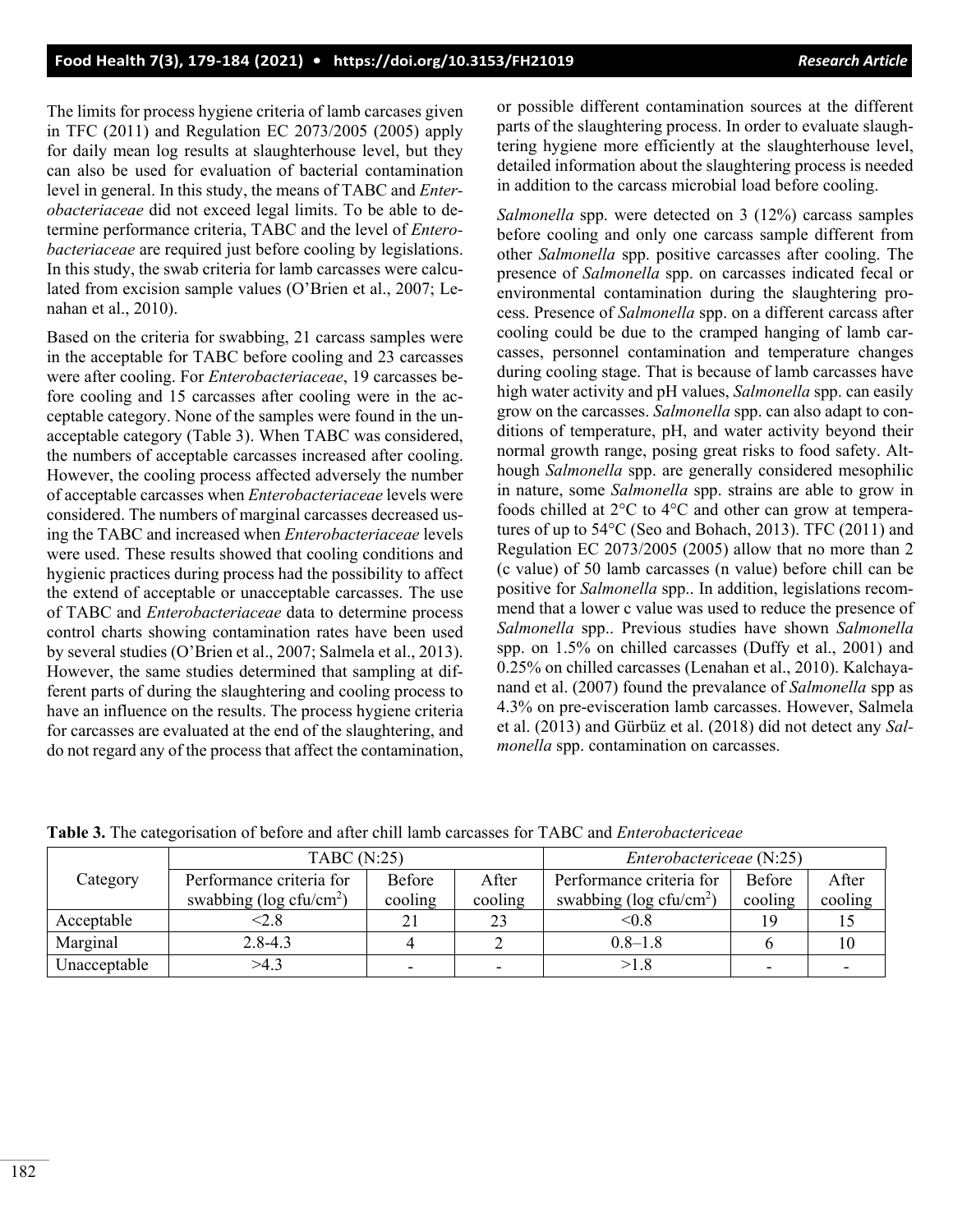The limits for process hygiene criteria of lamb carcasses given in TFC (2011) and Regulation EC 2073/2005 (2005) apply for daily mean log results at slaughterhouse level, but they can also be used for evaluation of bacterial contamination level in general. In this study, the means of TABC and *Enterobacteriaceae* did not exceed legal limits. To be able to determine performance criteria, TABC and the level of *Enterobacteriaceae* are required just before cooling by legislations. In this study, the swab criteria for lamb carcasses were calculated from excision sample values (O'Brien et al., 2007; Lenahan et al., 2010).

Based on the criteria for swabbing, 21 carcass samples were in the acceptable for TABC before cooling and 23 carcasses were after cooling. For *Enterobacteriaceae*, 19 carcasses before cooling and 15 carcasses after cooling were in the acceptable category. None of the samples were found in the unacceptable category (Table 3). When TABC was considered, the numbers of acceptable carcasses increased after cooling. However, the cooling process affected adversely the number of acceptable carcasses when *Enterobacteriaceae* levels were considered. The numbers of marginal carcasses decreased using the TABC and increased when *Enterobacteriaceae* levels were used. These results showed that cooling conditions and hygienic practices during process had the possibility to affect the extend of acceptable or unacceptable carcasses. The use of TABC and *Enterobacteriaceae* data to determine process control charts showing contamination rates have been used by several studies (O'Brien et al., 2007; Salmela et al., 2013). However, the same studies determined that sampling at different parts of during the slaughtering and cooling process to have an influence on the results. The process hygiene criteria for carcasses are evaluated at the end of the slaughtering, and do not regard any of the process that affect the contamination, or possible different contamination sources at the different parts of the slaughtering process. In order to evaluate slaughtering hygiene more efficiently at the slaughterhouse level, detailed information about the slaughtering process is needed in addition to the carcass microbial load before cooling.

*Salmonella* spp. were detected on 3 (12%) carcass samples before cooling and only one carcass sample different from other *Salmonella* spp. positive carcasses after cooling. The presence of *Salmonella* spp. on carcasses indicated fecal or environmental contamination during the slaughtering process. Presence of *Salmonella* spp. on a different carcass after cooling could be due to the cramped hanging of lamb carcasses, personnel contamination and temperature changes during cooling stage. That is because of lamb carcasses have high water activity and pH values, *Salmonella* spp. can easily grow on the carcasses. *Salmonella* spp. can also adapt to conditions of temperature, pH, and water activity beyond their normal growth range, posing great risks to food safety. Although *Salmonella* spp. are generally considered mesophilic in nature, some *Salmonella* spp. strains are able to grow in foods chilled at 2°C to 4°C and other can grow at temperatures of up to 54°C (Seo and Bohach, 2013). TFC (2011) and Regulation EC 2073/2005 (2005) allow that no more than 2 (c value) of 50 lamb carcasses (n value) before chill can be positive for *Salmonella* spp.. In addition, legislations recommend that a lower c value was used to reduce the presence of *Salmonella* spp.. Previous studies have shown *Salmonella* spp. on 1.5% on chilled carcasses (Duffy et al., 2001) and 0.25% on chilled carcasses (Lenahan et al., 2010). Kalchayanand et al. (2007) found the prevalance of *Salmonella* spp as 4.3% on pre-evisceration lamb carcasses. However, Salmela et al. (2013) and Gürbüz et al. (2018) did not detect any *Salmonella* spp. contamination on carcasses.

**Table 3.** The categorisation of before and after chill lamb carcasses for TABC and *Enterobactericeae*

| Category | TABC (N:25) | | | *Enterobactericeae* (N:25) | | |
|---|---|---|---|---|---|---|
| | Performance criteria for swabbing (log cfu/cm$^2$) | Before cooling | After cooling | Performance criteria for swabbing (log cfu/cm$^2$) | Before cooling | After cooling |
| Acceptable | <2.8 | 21 | 23 | <0.8 | 19 | 15 |
| Marginal | 2.8-4.3 | 4 | 2 | 0.8–1.8 | 6 | 10 |
| Unacceptable | >4.3 | - | - | >1.8 | - | - |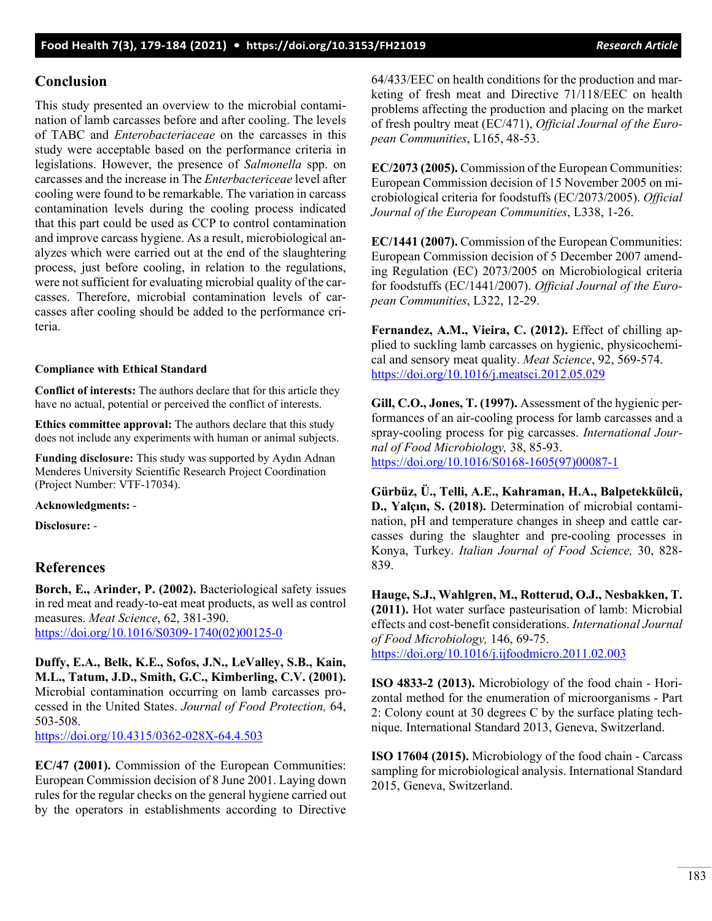## Conclusion

This study presented an overview to the microbial contamination of lamb carcasses before and after cooling. The levels of TABC and *Enterobacteriaceae* on the carcasses in this study were acceptable based on the performance criteria in legislations. However, the presence of *Salmonella* spp. on carcasses and the increase in The *Enterbactericeae* level after cooling were found to be remarkable. The variation in carcass contamination levels during the cooling process indicated that this part could be used as CCP to control contamination and improve carcass hygiene. As a result, microbiological analyzes which were carried out at the end of the slaughtering process, just before cooling, in relation to the regulations, were not sufficient for evaluating microbial quality of the carcasses. Therefore, microbial contamination levels of carcasses after cooling should be added to the performance criteria.

#### Compliance with Ethical Standard

**Conflict of interests:** The authors declare that for this article they have no actual, potential or perceived the conflict of interests.

**Ethics committee approval:** The authors declare that this study does not include any experiments with human or animal subjects.

**Funding disclosure:** This study was supported by Aydın Adnan Menderes University Scientific Research Project Coordination (Project Number: VTF-17034).

**Acknowledgments:** -

**Disclosure:** -

## References

**Borch, E., Arinder, P. (2002).** Bacteriological safety issues in red meat and ready-to-eat meat products, as well as control measures. *Meat Science*, 62, 381-390. https://doi.org/10.1016/S0309-1740(02)00125-0

**Duffy, E.A., Belk, K.E., Sofos, J.N., LeValley, S.B., Kain, M.L., Tatum, J.D., Smith, G.C., Kimberling, C.V. (2001).** Microbial contamination occurring on lamb carcasses processed in the United States. *Journal of Food Protection,* 64, 503-508. https://doi.org/10.4315/0362-028X-64.4.503

**EC/47 (2001).** Commission of the European Communities: European Commission decision of 8 June 2001. Laying down rules for the regular checks on the general hygiene carried out by the operators in establishments according to Directive 64/433/EEC on health conditions for the production and marketing of fresh meat and Directive 71/118/EEC on health problems affecting the production and placing on the market of fresh poultry meat (EC/471), *Official Journal of the European Communities*, L165, 48-53.

**EC/2073 (2005).** Commission of the European Communities: European Commission decision of 15 November 2005 on microbiological criteria for foodstuffs (EC/2073/2005). *Official Journal of the European Communities*, L338, 1-26.

**EC/1441 (2007).** Commission of the European Communities: European Commission decision of 5 December 2007 amending Regulation (EC) 2073/2005 on Microbiological criteria for foodstuffs (EC/1441/2007). *Official Journal of the European Communities*, L322, 12-29.

**Fernandez, A.M., Vieira, C. (2012).** Effect of chilling applied to suckling lamb carcasses on hygienic, physicochemical and sensory meat quality. *Meat Science*, 92, 569-574. https://doi.org/10.1016/j.meatsci.2012.05.029

**Gill, C.O., Jones, T. (1997).** Assessment of the hygienic performances of an air-cooling process for lamb carcasses and a spray-cooling process for pig carcasses. *International Journal of Food Microbiology,* 38, 85-93. https://doi.org/10.1016/S0168-1605(97)00087-1

**Gürbüz, Ü., Telli, A.E., Kahraman, H.A., Balpetekkülcü, D., Yalçın, S. (2018).** Determination of microbial contamination, pH and temperature changes in sheep and cattle carcasses during the slaughter and pre-cooling processes in Konya, Turkey. *Italian Journal of Food Science,* 30, 828-839.

**Hauge, S.J., Wahlgren, M., Rotterud, O.J., Nesbakken, T. (2011).** Hot water surface pasteurisation of lamb: Microbial effects and cost-benefit considerations. *International Journal of Food Microbiology,* 146, 69-75. https://doi.org/10.1016/j.ijfoodmicro.2011.02.003

**ISO 4833-2 (2013).** Microbiology of the food chain - Horizontal method for the enumeration of microorganisms - Part 2: Colony count at 30 degrees C by the surface plating technique. International Standard 2013, Geneva, Switzerland.

**ISO 17604 (2015).** Microbiology of the food chain - Carcass sampling for microbiological analysis. International Standard 2015, Geneva, Switzerland.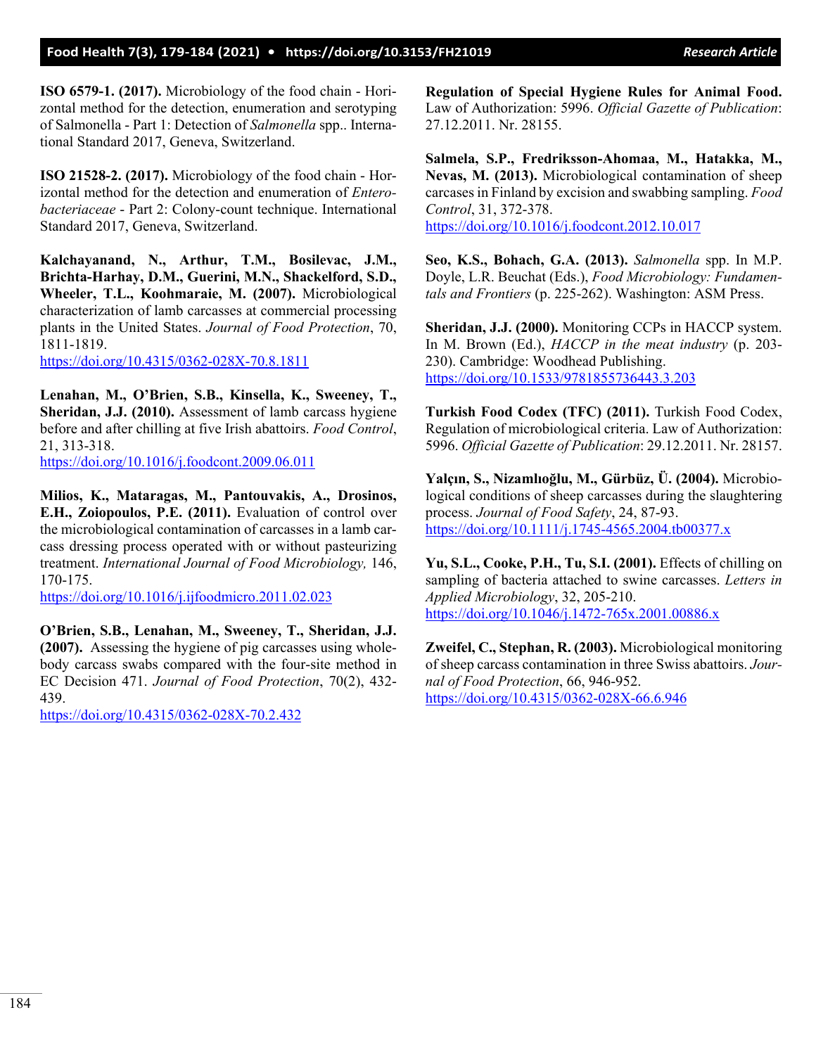**ISO 6579-1. (2017).** Microbiology of the food chain - Horizontal method for the detection, enumeration and serotyping of Salmonella - Part 1: Detection of *Salmonella* spp.. International Standard 2017, Geneva, Switzerland.

**ISO 21528-2. (2017).** Microbiology of the food chain - Horizontal method for the detection and enumeration of *Enterobacteriaceae* - Part 2: Colony-count technique. International Standard 2017, Geneva, Switzerland.

**Kalchayanand, N., Arthur, T.M., Bosilevac, J.M., Brichta-Harhay, D.M., Guerini, M.N., Shackelford, S.D., Wheeler, T.L., Koohmaraie, M. (2007).** Microbiological characterization of lamb carcasses at commercial processing plants in the United States. *Journal of Food Protection*, 70, 1811-1819.
https://doi.org/10.4315/0362-028X-70.8.1811

**Lenahan, M., O'Brien, S.B., Kinsella, K., Sweeney, T., Sheridan, J.J. (2010).** Assessment of lamb carcass hygiene before and after chilling at five Irish abattoirs. *Food Control*, 21, 313-318.
https://doi.org/10.1016/j.foodcont.2009.06.011

**Milios, K., Mataragas, M., Pantouvakis, A., Drosinos, E.H., Zoiopoulos, P.E. (2011).** Evaluation of control over the microbiological contamination of carcasses in a lamb carcass dressing process operated with or without pasteurizing treatment. *International Journal of Food Microbiology,* 146, 170-175.
https://doi.org/10.1016/j.ijfoodmicro.2011.02.023

**O'Brien, S.B., Lenahan, M., Sweeney, T., Sheridan, J.J. (2007).** Assessing the hygiene of pig carcasses using whole-body carcass swabs compared with the four-site method in EC Decision 471. *Journal of Food Protection*, 70(2), 432-439.
https://doi.org/10.4315/0362-028X-70.2.432

**Regulation of Special Hygiene Rules for Animal Food.** Law of Authorization: 5996. *Official Gazette of Publication*: 27.12.2011. Nr. 28155.

**Salmela, S.P., Fredriksson-Ahomaa, M., Hatakka, M., Nevas, M. (2013).** Microbiological contamination of sheep carcases in Finland by excision and swabbing sampling. *Food Control*, 31, 372-378.
https://doi.org/10.1016/j.foodcont.2012.10.017

**Seo, K.S., Bohach, G.A. (2013).** *Salmonella* spp. In M.P. Doyle, L.R. Beuchat (Eds.), *Food Microbiology: Fundamentals and Frontiers* (p. 225-262). Washington: ASM Press.

**Sheridan, J.J. (2000).** Monitoring CCPs in HACCP system. In M. Brown (Ed.), *HACCP in the meat industry* (p. 203-230). Cambridge: Woodhead Publishing.
https://doi.org/10.1533/9781855736443.3.203

**Turkish Food Codex (TFC) (2011).** Turkish Food Codex, Regulation of microbiological criteria. Law of Authorization: 5996. *Official Gazette of Publication*: 29.12.2011. Nr. 28157.

**Yalçın, S., Nizamlıoğlu, M., Gürbüz, Ü. (2004).** Microbiological conditions of sheep carcasses during the slaughtering process. *Journal of Food Safety*, 24, 87-93.
https://doi.org/10.1111/j.1745-4565.2004.tb00377.x

**Yu, S.L., Cooke, P.H., Tu, S.I. (2001).** Effects of chilling on sampling of bacteria attached to swine carcasses. *Letters in Applied Microbiology*, 32, 205-210.
https://doi.org/10.1046/j.1472-765x.2001.00886.x

**Zweifel, C., Stephan, R. (2003).** Microbiological monitoring of sheep carcass contamination in three Swiss abattoirs. *Journal of Food Protection*, 66, 946-952.
https://doi.org/10.4315/0362-028X-66.6.946